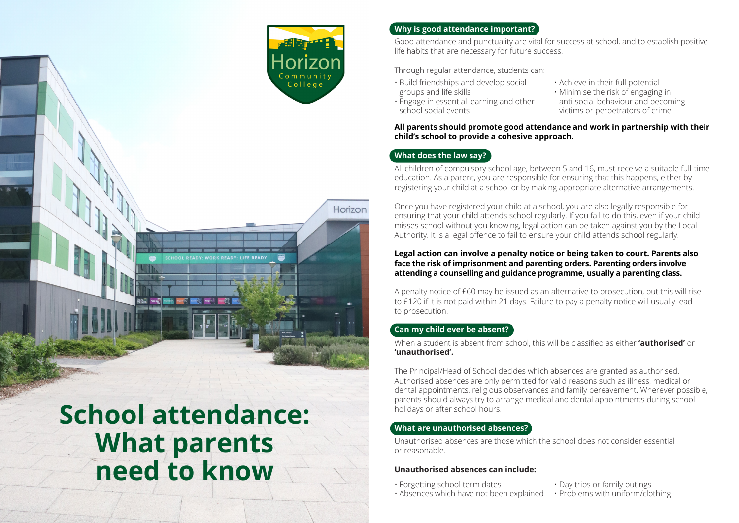# School attendance: What parents need to know

Horizon Community College

## Why is good attendance important?

Good attendance and punctuality are vital for success at school, and to establish positive life habits that are necessary for future success.

Through regular attendance, students can:

- Build friendships and develop social groups and life skills
- Engage in essential learning and other school social events
- Achieve in their full potential
- Minimise the risk of engaging in anti-social behaviour and becoming victims or perpetrators of crime

**All parents should promote good attendance and work in partnership with their child's school to provide a cohesive approach.**

## What does the law say?

All children of compulsory school age, between 5 and 16, must receive a suitable full-time education. As a parent, you are responsible for ensuring that this happens, either by registering your child at a school or by making appropriate alternative arrangements.

Once you have registered your child at a school, you are also legally responsible for ensuring that your child attends school regularly. If you fail to do this, even if your child misses school without you knowing, legal action can be taken against you by the Local Authority. It is a legal offence to fail to ensure your child attends school regularly.

**Legal action can involve a penalty notice or being taken to court. Parents also face the risk of imprisonment and parenting orders. Parenting orders involve attending a counselling and guidance programme, usually a parenting class.**

A penalty notice of £60 may be issued as an alternative to prosecution, but this will rise to £120 if it is not paid within 21 days. Failure to pay a penalty notice will usually lead to prosecution.

## Can my child ever be absent?

When a student is absent from school, this will be classified as either **'authorised'** or **'unauthorised'.**

The Principal/Head of School decides which absences are granted as authorised. Authorised absences are only permitted for valid reasons such as illness, medical or dental appointments, religious observances and family bereavement. Wherever possible, parents should always try to arrange medical and dental appointments during school holidays or after school hours.

## What are unauthorised absences?

Unauthorised absences are those which the school does not consider essential or reasonable.

### Unauthorised absences can include:

- Forgetting school term dates
- Absences which have not been explained
- Day trips or family outings
- Problems with uniform/clothing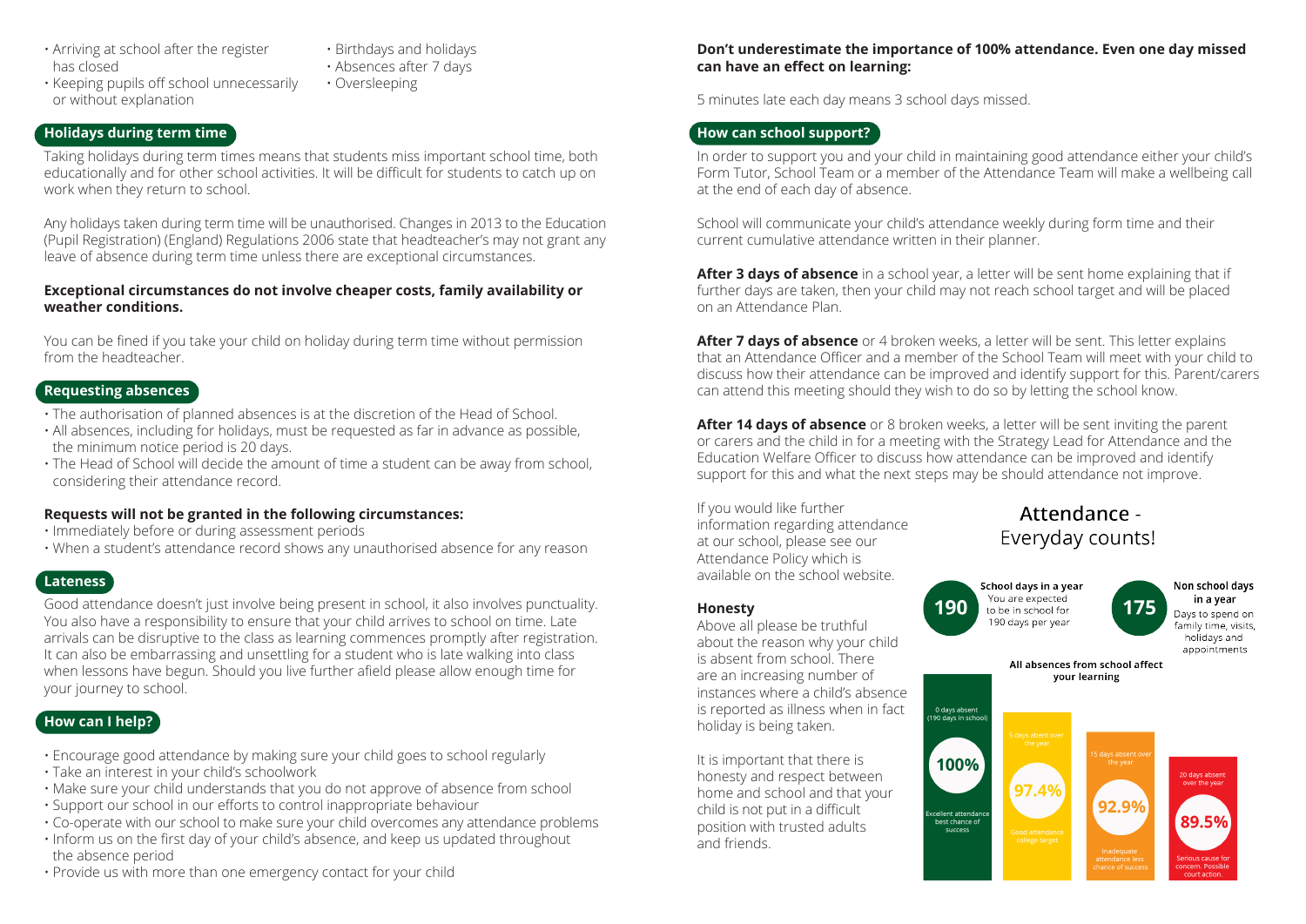- Arriving at school after the register has closed
- Keeping pupils off school unnecessarily or without explanation
- Birthdays and holidays
- Absences after 7 days
- Oversleeping

## Holidays during term time

Taking holidays during term times means that students miss important school time, both educationally and for other school activities. It will be difficult for students to catch up on work when they return to school.

Any holidays taken during term time will be unauthorised. Changes in 2013 to the Education (Pupil Registration) (England) Regulations 2006 state that headteacher's may not grant any leave of absence during term time unless there are exceptional circumstances.

**Exceptional circumstances do not involve cheaper costs, family availability or weather conditions.**

You can be fined if you take your child on holiday during term time without permission from the headteacher.

## Requesting absences

- The authorisation of planned absences is at the discretion of the Head of School.
- All absences, including for holidays, must be requested as far in advance as possible, the minimum notice period is 20 days.
- The Head of School will decide the amount of time a student can be away from school, considering their attendance record.

**Requests will not be granted in the following circumstances:**

- Immediately before or during assessment periods
- When a student's attendance record shows any unauthorised absence for any reason

## Lateness

Good attendance doesn't just involve being present in school, it also involves punctuality. You also have a responsibility to ensure that your child arrives to school on time. Late arrivals can be disruptive to the class as learning commences promptly after registration. It can also be embarrassing and unsettling for a student who is late walking into class when lessons have begun. Should you live further afield please allow enough time for your journey to school.

## How can I help?

- Encourage good attendance by making sure your child goes to school regularly
- Take an interest in your child's schoolwork
- Make sure your child understands that you do not approve of absence from school
- Support our school in our efforts to control inappropriate behaviour
- Co-operate with our school to make sure your child overcomes any attendance problems
- Inform us on the first day of your child's absence, and keep us updated throughout the absence period
- Provide us with more than one emergency contact for your child

**Don't underestimate the importance of 100% attendance. Even one day missed can have an effect on learning:**

5 minutes late each day means 3 school days missed.

## How can school support?

In order to support you and your child in maintaining good attendance either your child's Form Tutor, School Team or a member of the Attendance Team will make a wellbeing call at the end of each day of absence.

School will communicate your child's attendance weekly during form time and their current cumulative attendance written in their planner.

**After 3 days of absence** in a school year, a letter will be sent home explaining that if further days are taken, then your child may not reach school target and will be placed on an Attendance Plan.

**After 7 days of absence** or 4 broken weeks, a letter will be sent. This letter explains that an Attendance Officer and a member of the School Team will meet with your child to discuss how their attendance can be improved and identify support for this. Parent/carers can attend this meeting should they wish to do so by letting the school know.

**After 14 days of absence** or 8 broken weeks, a letter will be sent inviting the parent or carers and the child in for a meeting with the Strategy Lead for Attendance and the Education Welfare Officer to discuss how attendance can be improved and identify support for this and what the next steps may be should attendance not improve.

If you would like further information regarding attendance at our school, please see our Attendance Policy which is available on the school website.

### Honesty

Above all please be truthful about the reason why your child is absent from school. There are an increasing number of instances where a child's absence is reported as illness when in fact holiday is being taken.

It is important that there is honesty and respect between home and school and that your child is not put in a difficult position with trusted adults and friends.

## Attendance - Everyday counts!

190
School days in a year
You are expected to be in school for 190 days per year

175
Non school days in a year
Days to spend on family time, visits, holidays and appointments

All absences from school affect your learning

0 days absent (190 days in school)
100%
Excellent attendance best chance of success

5 days absent over the year
97.4%
Good attendance college target

15 days absent over the year
92.9%
Inadequate attendance less chance of success

20 days absent over the year
89.5%
Serious cause for concern. Possible court action.